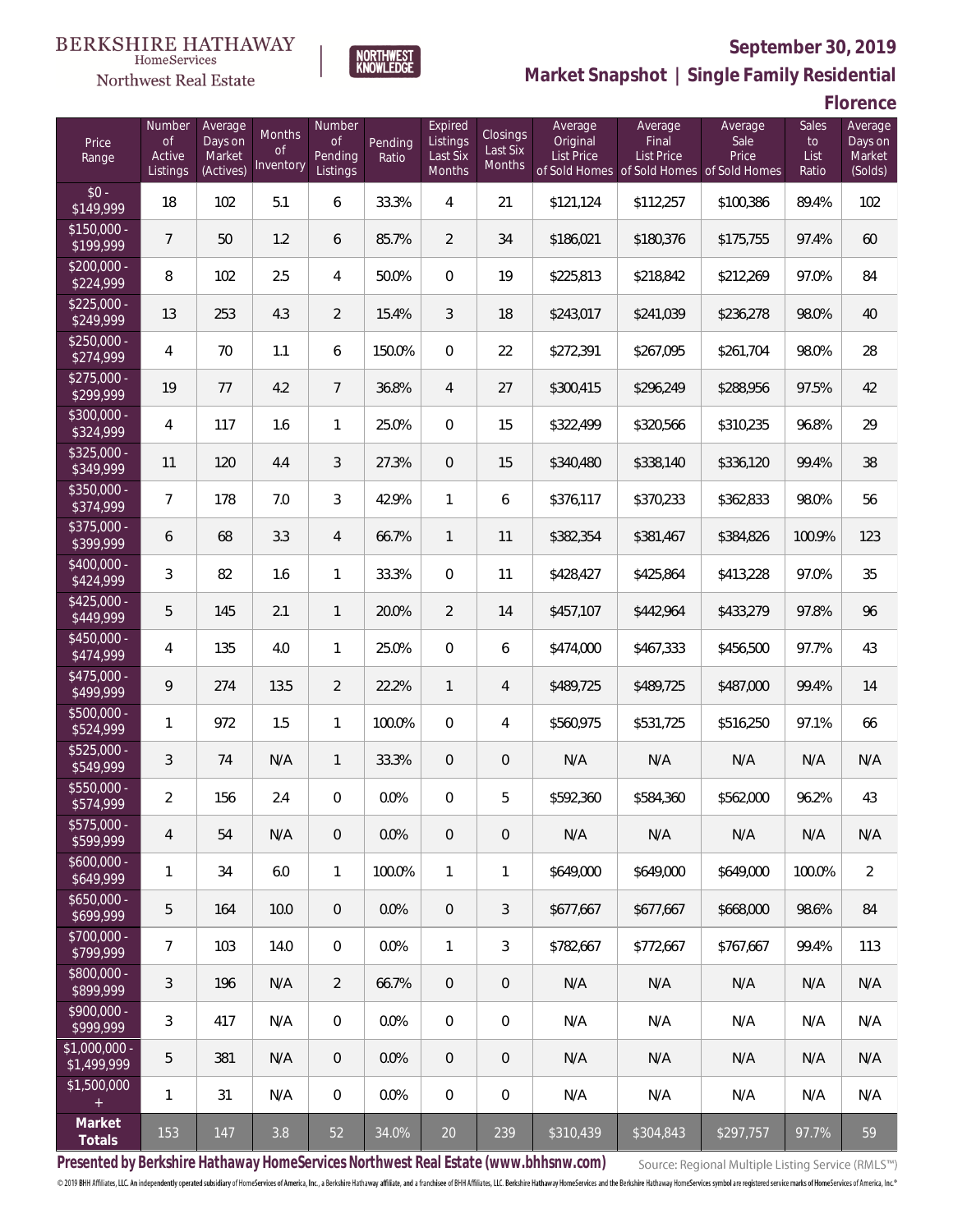BERKSHIRE HATHAWAY HomeServices Northwest Real Estate

NORTHWEST KNOWLEDGE

## September 30, 2019

## Market Snapshot | Single Family Residential

## Florence

| Price Range | Number of Active Listings | Average Days on Market (Actives) | Months of Inventory | Number of Pending Listings | Pending Ratio | Expired Listings Last Six Months | Closings Last Six Months | Average Original List Price of Sold Homes | Average Final List Price of Sold Homes | Average Sale Price of Sold Homes | Sales to List Ratio | Average Days on Market (Solds) |
|---|---|---|---|---|---|---|---|---|---|---|---|---|
| $0 - $149,999 | 18 | 102 | 5.1 | 6 | 33.3% | 4 | 21 | $121,124 | $112,257 | $100,386 | 89.4% | 102 |
| $150,000 - $199,999 | 7 | 50 | 1.2 | 6 | 85.7% | 2 | 34 | $186,021 | $180,376 | $175,755 | 97.4% | 60 |
| $200,000 - $224,999 | 8 | 102 | 2.5 | 4 | 50.0% | 0 | 19 | $225,813 | $218,842 | $212,269 | 97.0% | 84 |
| $225,000 - $249,999 | 13 | 253 | 4.3 | 2 | 15.4% | 3 | 18 | $243,017 | $241,039 | $236,278 | 98.0% | 40 |
| $250,000 - $274,999 | 4 | 70 | 1.1 | 6 | 150.0% | 0 | 22 | $272,391 | $267,095 | $261,704 | 98.0% | 28 |
| $275,000 - $299,999 | 19 | 77 | 4.2 | 7 | 36.8% | 4 | 27 | $300,415 | $296,249 | $288,956 | 97.5% | 42 |
| $300,000 - $324,999 | 4 | 117 | 1.6 | 1 | 25.0% | 0 | 15 | $322,499 | $320,566 | $310,235 | 96.8% | 29 |
| $325,000 - $349,999 | 11 | 120 | 4.4 | 3 | 27.3% | 0 | 15 | $340,480 | $338,140 | $336,120 | 99.4% | 38 |
| $350,000 - $374,999 | 7 | 178 | 7.0 | 3 | 42.9% | 1 | 6 | $376,117 | $370,233 | $362,833 | 98.0% | 56 |
| $375,000 - $399,999 | 6 | 68 | 3.3 | 4 | 66.7% | 1 | 11 | $382,354 | $381,467 | $384,826 | 100.9% | 123 |
| $400,000 - $424,999 | 3 | 82 | 1.6 | 1 | 33.3% | 0 | 11 | $428,427 | $425,864 | $413,228 | 97.0% | 35 |
| $425,000 - $449,999 | 5 | 145 | 2.1 | 1 | 20.0% | 2 | 14 | $457,107 | $442,964 | $433,279 | 97.8% | 96 |
| $450,000 - $474,999 | 4 | 135 | 4.0 | 1 | 25.0% | 0 | 6 | $474,000 | $467,333 | $456,500 | 97.7% | 43 |
| $475,000 - $499,999 | 9 | 274 | 13.5 | 2 | 22.2% | 1 | 4 | $489,725 | $489,725 | $487,000 | 99.4% | 14 |
| $500,000 - $524,999 | 1 | 972 | 1.5 | 1 | 100.0% | 0 | 4 | $560,975 | $531,725 | $516,250 | 97.1% | 66 |
| $525,000 - $549,999 | 3 | 74 | N/A | 1 | 33.3% | 0 | 0 | N/A | N/A | N/A | N/A | N/A |
| $550,000 - $574,999 | 2 | 156 | 2.4 | 0 | 0.0% | 0 | 5 | $592,360 | $584,360 | $562,000 | 96.2% | 43 |
| $575,000 - $599,999 | 4 | 54 | N/A | 0 | 0.0% | 0 | 0 | N/A | N/A | N/A | N/A | N/A |
| $600,000 - $649,999 | 1 | 34 | 6.0 | 1 | 100.0% | 1 | 1 | $649,000 | $649,000 | $649,000 | 100.0% | 2 |
| $650,000 - $699,999 | 5 | 164 | 10.0 | 0 | 0.0% | 0 | 3 | $677,667 | $677,667 | $668,000 | 98.6% | 84 |
| $700,000 - $799,999 | 7 | 103 | 14.0 | 0 | 0.0% | 1 | 3 | $782,667 | $772,667 | $767,667 | 99.4% | 113 |
| $800,000 - $899,999 | 3 | 196 | N/A | 2 | 66.7% | 0 | 0 | N/A | N/A | N/A | N/A | N/A |
| $900,000 - $999,999 | 3 | 417 | N/A | 0 | 0.0% | 0 | 0 | N/A | N/A | N/A | N/A | N/A |
| $1,000,000 - $1,499,999 | 5 | 381 | N/A | 0 | 0.0% | 0 | 0 | N/A | N/A | N/A | N/A | N/A |
| $1,500,000 + | 1 | 31 | N/A | 0 | 0.0% | 0 | 0 | N/A | N/A | N/A | N/A | N/A |
| **Market Totals** | 153 | 147 | 3.8 | 52 | 34.0% | 20 | 239 | $310,439 | $304,843 | $297,757 | 97.7% | 59 |

**Presented by Berkshire Hathaway HomeServices Northwest Real Estate (www.bhhsnw.com)**

Source: Regional Multiple Listing Service (RMLS™)

© 2019 BHH Affiliates, LLC. An independently operated subsidiary of HomeServices of America, Inc., a Berkshire Hathaway affiliate, and a franchisee of BHH Affiliates, LLC. Berkshire Hathaway HomeServices and the Berkshire Hathaway HomeServices symbol are registered service marks of HomeServices of America, Inc.®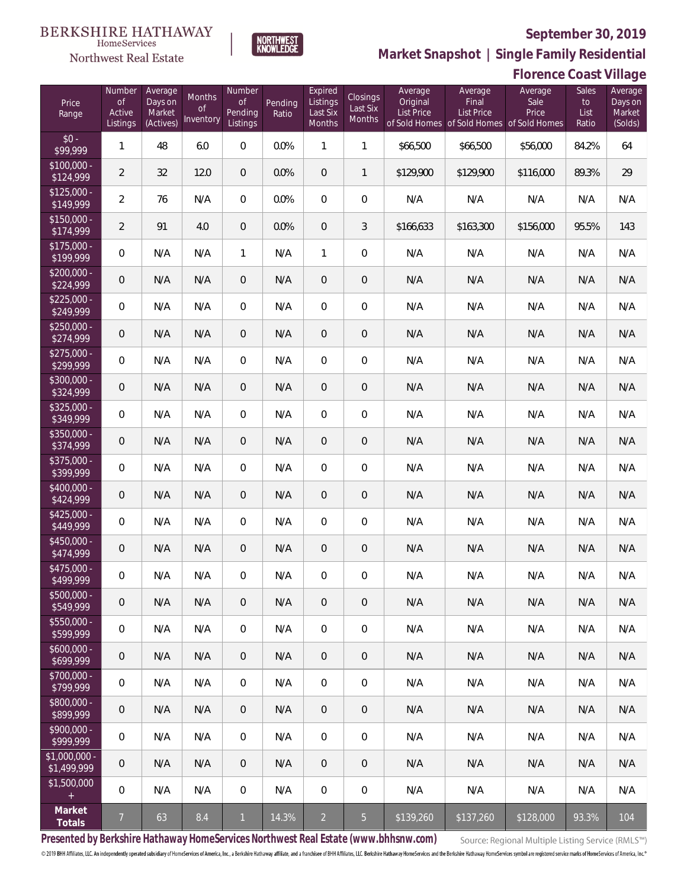BERKSHIRE HATHAWAY HomeServices Northwest Real Estate

NORTHWEST KNOWLEDGE

# September 30, 2019

## Market Snapshot | Single Family Residential

## Florence Coast Village

| Price Range | Number of Active Listings | Average Days on Market (Actives) | Months of Inventory | Number of Pending Listings | Pending Ratio | Expired Listings Last Six Months | Closings Last Six Months | Average Original List Price of Sold Homes | Average Final List Price of Sold Homes | Average Sale Price of Sold Homes | Sales to List Ratio | Average Days on Market (Solds) |
|---|---|---|---|---|---|---|---|---|---|---|---|---|
| $0 - $99,999 | 1 | 48 | 6.0 | 0 | 0.0% | 1 | 1 | $66,500 | $66,500 | $56,000 | 84.2% | 64 |
| $100,000 - $124,999 | 2 | 32 | 12.0 | 0 | 0.0% | 0 | 1 | $129,900 | $129,900 | $116,000 | 89.3% | 29 |
| $125,000 - $149,999 | 2 | 76 | N/A | 0 | 0.0% | 0 | 0 | N/A | N/A | N/A | N/A | N/A |
| $150,000 - $174,999 | 2 | 91 | 4.0 | 0 | 0.0% | 0 | 3 | $166,633 | $163,300 | $156,000 | 95.5% | 143 |
| $175,000 - $199,999 | 0 | N/A | N/A | 1 | N/A | 1 | 0 | N/A | N/A | N/A | N/A | N/A |
| $200,000 - $224,999 | 0 | N/A | N/A | 0 | N/A | 0 | 0 | N/A | N/A | N/A | N/A | N/A |
| $225,000 - $249,999 | 0 | N/A | N/A | 0 | N/A | 0 | 0 | N/A | N/A | N/A | N/A | N/A |
| $250,000 - $274,999 | 0 | N/A | N/A | 0 | N/A | 0 | 0 | N/A | N/A | N/A | N/A | N/A |
| $275,000 - $299,999 | 0 | N/A | N/A | 0 | N/A | 0 | 0 | N/A | N/A | N/A | N/A | N/A |
| $300,000 - $324,999 | 0 | N/A | N/A | 0 | N/A | 0 | 0 | N/A | N/A | N/A | N/A | N/A |
| $325,000 - $349,999 | 0 | N/A | N/A | 0 | N/A | 0 | 0 | N/A | N/A | N/A | N/A | N/A |
| $350,000 - $374,999 | 0 | N/A | N/A | 0 | N/A | 0 | 0 | N/A | N/A | N/A | N/A | N/A |
| $375,000 - $399,999 | 0 | N/A | N/A | 0 | N/A | 0 | 0 | N/A | N/A | N/A | N/A | N/A |
| $400,000 - $424,999 | 0 | N/A | N/A | 0 | N/A | 0 | 0 | N/A | N/A | N/A | N/A | N/A |
| $425,000 - $449,999 | 0 | N/A | N/A | 0 | N/A | 0 | 0 | N/A | N/A | N/A | N/A | N/A |
| $450,000 - $474,999 | 0 | N/A | N/A | 0 | N/A | 0 | 0 | N/A | N/A | N/A | N/A | N/A |
| $475,000 - $499,999 | 0 | N/A | N/A | 0 | N/A | 0 | 0 | N/A | N/A | N/A | N/A | N/A |
| $500,000 - $549,999 | 0 | N/A | N/A | 0 | N/A | 0 | 0 | N/A | N/A | N/A | N/A | N/A |
| $550,000 - $599,999 | 0 | N/A | N/A | 0 | N/A | 0 | 0 | N/A | N/A | N/A | N/A | N/A |
| $600,000 - $699,999 | 0 | N/A | N/A | 0 | N/A | 0 | 0 | N/A | N/A | N/A | N/A | N/A |
| $700,000 - $799,999 | 0 | N/A | N/A | 0 | N/A | 0 | 0 | N/A | N/A | N/A | N/A | N/A |
| $800,000 - $899,999 | 0 | N/A | N/A | 0 | N/A | 0 | 0 | N/A | N/A | N/A | N/A | N/A |
| $900,000 - $999,999 | 0 | N/A | N/A | 0 | N/A | 0 | 0 | N/A | N/A | N/A | N/A | N/A |
| $1,000,000 - $1,499,999 | 0 | N/A | N/A | 0 | N/A | 0 | 0 | N/A | N/A | N/A | N/A | N/A |
| $1,500,000 + | 0 | N/A | N/A | 0 | N/A | 0 | 0 | N/A | N/A | N/A | N/A | N/A |
| **Market Totals** | 7 | 63 | 8.4 | 1 | 14.3% | 2 | 5 | $139,260 | $137,260 | $128,000 | 93.3% | 104 |

**Presented by Berkshire Hathaway HomeServices Northwest Real Estate (www.bhhsnw.com)**

Source: Regional Multiple Listing Service (RMLS™)

© 2019 BHH Affiliates, LLC. An independently operated subsidiary of HomeServices of America, Inc., a Berkshire Hathaway affiliate, and a franchisee of BHH Affiliates, LLC. Berkshire Hathaway HomeServices and the Berkshire Hathaway HomeServices symbol are registered service marks of HomeServices of America, Inc.®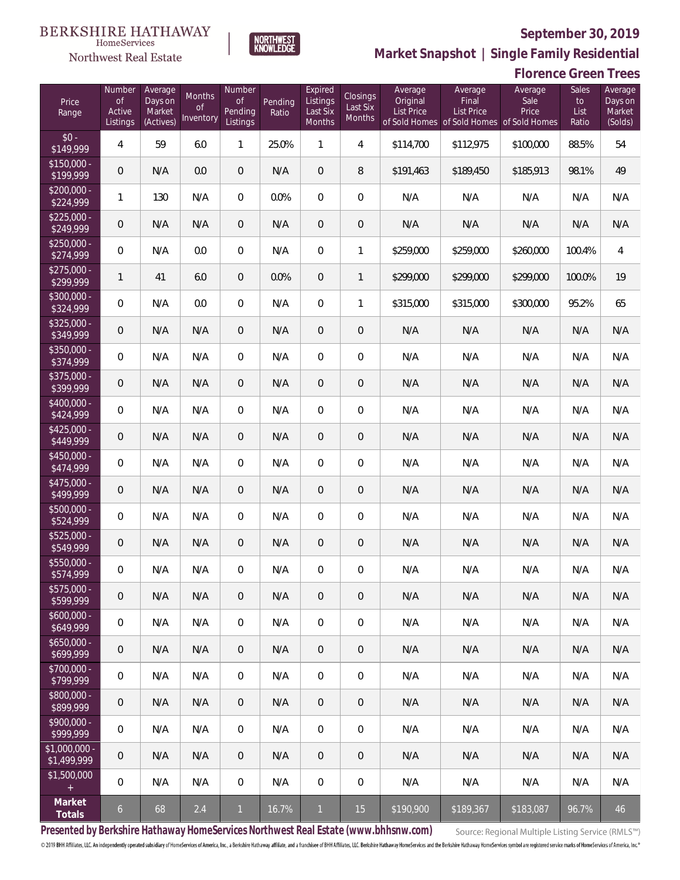BERKSHIRE HATHAWAY HomeServices Northwest Real Estate

NORTHWEST KNOWLEDGE

## September 30, 2019

## Market Snapshot | Single Family Residential

## Florence Green Trees

| Price Range | Number of Active Listings | Average Days on Market (Actives) | Months of Inventory | Number of Pending Listings | Pending Ratio | Expired Listings Last Six Months | Closings Last Six Months | Average Original List Price of Sold Homes | Average Final List Price of Sold Homes | Average Sale Price of Sold Homes | Sales to List Ratio | Average Days on Market (Solds) |
|---|---|---|---|---|---|---|---|---|---|---|---|---|
| $0 - $149,999 | 4 | 59 | 6.0 | 1 | 25.0% | 1 | 4 | $114,700 | $112,975 | $100,000 | 88.5% | 54 |
| $150,000 - $199,999 | 0 | N/A | 0.0 | 0 | N/A | 0 | 8 | $191,463 | $189,450 | $185,913 | 98.1% | 49 |
| $200,000 - $224,999 | 1 | 130 | N/A | 0 | 0.0% | 0 | 0 | N/A | N/A | N/A | N/A | N/A |
| $225,000 - $249,999 | 0 | N/A | N/A | 0 | N/A | 0 | 0 | N/A | N/A | N/A | N/A | N/A |
| $250,000 - $274,999 | 0 | N/A | 0.0 | 0 | N/A | 0 | 1 | $259,000 | $259,000 | $260,000 | 100.4% | 4 |
| $275,000 - $299,999 | 1 | 41 | 6.0 | 0 | 0.0% | 0 | 1 | $299,000 | $299,000 | $299,000 | 100.0% | 19 |
| $300,000 - $324,999 | 0 | N/A | 0.0 | 0 | N/A | 0 | 1 | $315,000 | $315,000 | $300,000 | 95.2% | 65 |
| $325,000 - $349,999 | 0 | N/A | N/A | 0 | N/A | 0 | 0 | N/A | N/A | N/A | N/A | N/A |
| $350,000 - $374,999 | 0 | N/A | N/A | 0 | N/A | 0 | 0 | N/A | N/A | N/A | N/A | N/A |
| $375,000 - $399,999 | 0 | N/A | N/A | 0 | N/A | 0 | 0 | N/A | N/A | N/A | N/A | N/A |
| $400,000 - $424,999 | 0 | N/A | N/A | 0 | N/A | 0 | 0 | N/A | N/A | N/A | N/A | N/A |
| $425,000 - $449,999 | 0 | N/A | N/A | 0 | N/A | 0 | 0 | N/A | N/A | N/A | N/A | N/A |
| $450,000 - $474,999 | 0 | N/A | N/A | 0 | N/A | 0 | 0 | N/A | N/A | N/A | N/A | N/A |
| $475,000 - $499,999 | 0 | N/A | N/A | 0 | N/A | 0 | 0 | N/A | N/A | N/A | N/A | N/A |
| $500,000 - $524,999 | 0 | N/A | N/A | 0 | N/A | 0 | 0 | N/A | N/A | N/A | N/A | N/A |
| $525,000 - $549,999 | 0 | N/A | N/A | 0 | N/A | 0 | 0 | N/A | N/A | N/A | N/A | N/A |
| $550,000 - $574,999 | 0 | N/A | N/A | 0 | N/A | 0 | 0 | N/A | N/A | N/A | N/A | N/A |
| $575,000 - $599,999 | 0 | N/A | N/A | 0 | N/A | 0 | 0 | N/A | N/A | N/A | N/A | N/A |
| $600,000 - $649,999 | 0 | N/A | N/A | 0 | N/A | 0 | 0 | N/A | N/A | N/A | N/A | N/A |
| $650,000 - $699,999 | 0 | N/A | N/A | 0 | N/A | 0 | 0 | N/A | N/A | N/A | N/A | N/A |
| $700,000 - $799,999 | 0 | N/A | N/A | 0 | N/A | 0 | 0 | N/A | N/A | N/A | N/A | N/A |
| $800,000 - $899,999 | 0 | N/A | N/A | 0 | N/A | 0 | 0 | N/A | N/A | N/A | N/A | N/A |
| $900,000 - $999,999 | 0 | N/A | N/A | 0 | N/A | 0 | 0 | N/A | N/A | N/A | N/A | N/A |
| $1,000,000 - $1,499,999 | 0 | N/A | N/A | 0 | N/A | 0 | 0 | N/A | N/A | N/A | N/A | N/A |
| $1,500,000 + | 0 | N/A | N/A | 0 | N/A | 0 | 0 | N/A | N/A | N/A | N/A | N/A |
| **Market Totals** | 6 | 68 | 2.4 | 1 | 16.7% | 1 | 15 | $190,900 | $189,367 | $183,087 | 96.7% | 46 |

**Presented by Berkshire Hathaway HomeServices Northwest Real Estate (www.bhhsnw.com)**

Source: Regional Multiple Listing Service (RMLS™)

© 2019 BHH Affiliates, LLC. An independently operated subsidiary of HomeServices of America, Inc., a Berkshire Hathaway affiliate, and a franchisee of BHH Affiliates, LLC. Berkshire Hathaway HomeServices and the Berkshire Hathaway HomeServices symbol are registered service marks of HomeServices of America, Inc.®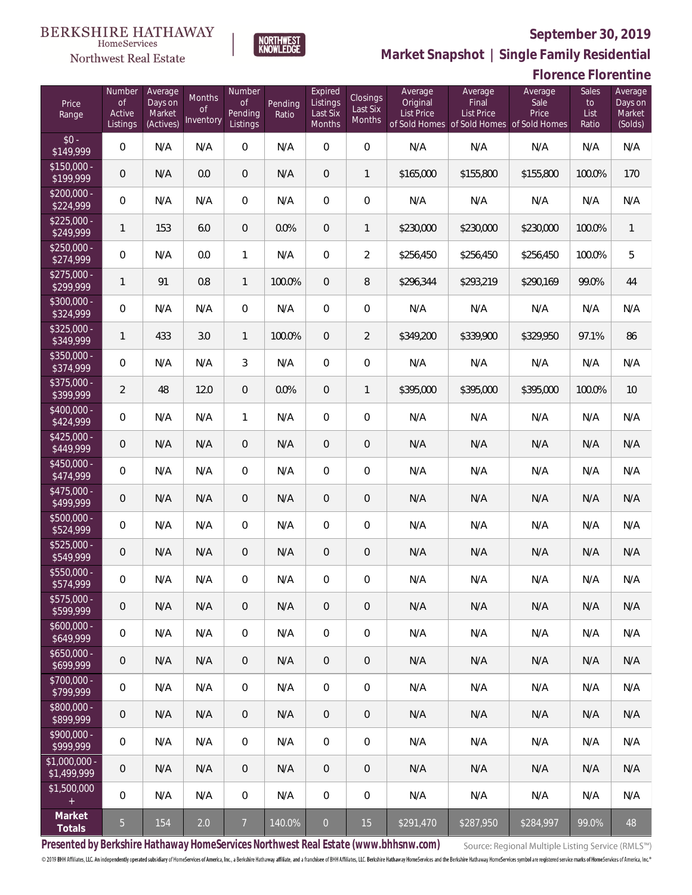BERKSHIRE HATHAWAY HomeServices Northwest Real Estate

NORTHWEST KNOWLEDGE

# September 30, 2019

## Market Snapshot | Single Family Residential

## Florence Florentine

| Price Range | Number of Active Listings | Average Days on Market (Actives) | Months of Inventory | Number of Pending Listings | Pending Ratio | Expired Listings Last Six Months | Closings Last Six Months | Average Original List Price of Sold Homes | Average Final List Price of Sold Homes | Average Sale Price of Sold Homes | Sales to List Ratio | Average Days on Market (Solds) |
|---|---|---|---|---|---|---|---|---|---|---|---|---|
| $0 - $149,999 | 0 | N/A | N/A | 0 | N/A | 0 | 0 | N/A | N/A | N/A | N/A | N/A |
| $150,000 - $199,999 | 0 | N/A | 0.0 | 0 | N/A | 0 | 1 | $165,000 | $155,800 | $155,800 | 100.0% | 170 |
| $200,000 - $224,999 | 0 | N/A | N/A | 0 | N/A | 0 | 0 | N/A | N/A | N/A | N/A | N/A |
| $225,000 - $249,999 | 1 | 153 | 6.0 | 0 | 0.0% | 0 | 1 | $230,000 | $230,000 | $230,000 | 100.0% | 1 |
| $250,000 - $274,999 | 0 | N/A | 0.0 | 1 | N/A | 0 | 2 | $256,450 | $256,450 | $256,450 | 100.0% | 5 |
| $275,000 - $299,999 | 1 | 91 | 0.8 | 1 | 100.0% | 0 | 8 | $296,344 | $293,219 | $290,169 | 99.0% | 44 |
| $300,000 - $324,999 | 0 | N/A | N/A | 0 | N/A | 0 | 0 | N/A | N/A | N/A | N/A | N/A |
| $325,000 - $349,999 | 1 | 433 | 3.0 | 1 | 100.0% | 0 | 2 | $349,200 | $339,900 | $329,950 | 97.1% | 86 |
| $350,000 - $374,999 | 0 | N/A | N/A | 3 | N/A | 0 | 0 | N/A | N/A | N/A | N/A | N/A |
| $375,000 - $399,999 | 2 | 48 | 12.0 | 0 | 0.0% | 0 | 1 | $395,000 | $395,000 | $395,000 | 100.0% | 10 |
| $400,000 - $424,999 | 0 | N/A | N/A | 1 | N/A | 0 | 0 | N/A | N/A | N/A | N/A | N/A |
| $425,000 - $449,999 | 0 | N/A | N/A | 0 | N/A | 0 | 0 | N/A | N/A | N/A | N/A | N/A |
| $450,000 - $474,999 | 0 | N/A | N/A | 0 | N/A | 0 | 0 | N/A | N/A | N/A | N/A | N/A |
| $475,000 - $499,999 | 0 | N/A | N/A | 0 | N/A | 0 | 0 | N/A | N/A | N/A | N/A | N/A |
| $500,000 - $524,999 | 0 | N/A | N/A | 0 | N/A | 0 | 0 | N/A | N/A | N/A | N/A | N/A |
| $525,000 - $549,999 | 0 | N/A | N/A | 0 | N/A | 0 | 0 | N/A | N/A | N/A | N/A | N/A |
| $550,000 - $574,999 | 0 | N/A | N/A | 0 | N/A | 0 | 0 | N/A | N/A | N/A | N/A | N/A |
| $575,000 - $599,999 | 0 | N/A | N/A | 0 | N/A | 0 | 0 | N/A | N/A | N/A | N/A | N/A |
| $600,000 - $649,999 | 0 | N/A | N/A | 0 | N/A | 0 | 0 | N/A | N/A | N/A | N/A | N/A |
| $650,000 - $699,999 | 0 | N/A | N/A | 0 | N/A | 0 | 0 | N/A | N/A | N/A | N/A | N/A |
| $700,000 - $799,999 | 0 | N/A | N/A | 0 | N/A | 0 | 0 | N/A | N/A | N/A | N/A | N/A |
| $800,000 - $899,999 | 0 | N/A | N/A | 0 | N/A | 0 | 0 | N/A | N/A | N/A | N/A | N/A |
| $900,000 - $999,999 | 0 | N/A | N/A | 0 | N/A | 0 | 0 | N/A | N/A | N/A | N/A | N/A |
| $1,000,000 - $1,499,999 | 0 | N/A | N/A | 0 | N/A | 0 | 0 | N/A | N/A | N/A | N/A | N/A |
| $1,500,000 + | 0 | N/A | N/A | 0 | N/A | 0 | 0 | N/A | N/A | N/A | N/A | N/A |
| **Market Totals** | 5 | 154 | 2.0 | 7 | 140.0% | 0 | 15 | $291,470 | $287,950 | $284,997 | 99.0% | 48 |

**Presented by Berkshire Hathaway HomeServices Northwest Real Estate (www.bhhsnw.com)**

Source: Regional Multiple Listing Service (RMLS™)

© 2019 BHH Affiliates, LLC. An independently operated subsidiary of HomeServices of America, Inc., a Berkshire Hathaway affiliate, and a franchisee of BHH Affiliates, LLC. Berkshire Hathaway HomeServices and the Berkshire Hathaway HomeServices symbol are registered service marks of HomeServices of America, Inc.®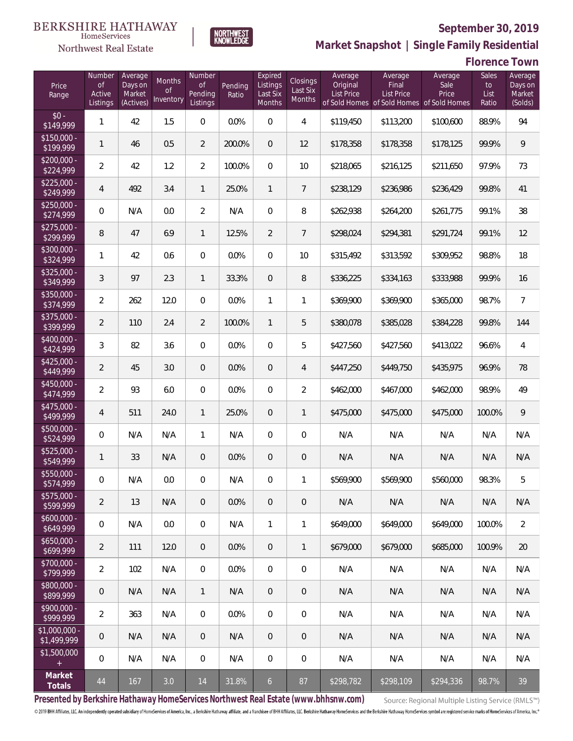BERKSHIRE HATHAWAY HomeServices Northwest Real Estate

NORTHWEST KNOWLEDGE

**September 30, 2019**

**Market Snapshot | Single Family Residential**

**Florence Town**

| Price Range | Number of Active Listings | Average Days on Market (Actives) | Months of Inventory | Number of Pending Listings | Pending Ratio | Expired Listings Last Six Months | Closings Last Six Months | Average Original List Price of Sold Homes | Average Final List Price of Sold Homes | Average Sale Price of Sold Homes | Sales to List Ratio | Average Days on Market (Solds) |
|---|---|---|---|---|---|---|---|---|---|---|---|---|
| $0 - $149,999 | 1 | 42 | 1.5 | 0 | 0.0% | 0 | 4 | $119,450 | $113,200 | $100,600 | 88.9% | 94 |
| $150,000 - $199,999 | 1 | 46 | 0.5 | 2 | 200.0% | 0 | 12 | $178,358 | $178,358 | $178,125 | 99.9% | 9 |
| $200,000 - $224,999 | 2 | 42 | 1.2 | 2 | 100.0% | 0 | 10 | $218,065 | $216,125 | $211,650 | 97.9% | 73 |
| $225,000 - $249,999 | 4 | 492 | 3.4 | 1 | 25.0% | 1 | 7 | $238,129 | $236,986 | $236,429 | 99.8% | 41 |
| $250,000 - $274,999 | 0 | N/A | 0.0 | 2 | N/A | 0 | 8 | $262,938 | $264,200 | $261,775 | 99.1% | 38 |
| $275,000 - $299,999 | 8 | 47 | 6.9 | 1 | 12.5% | 2 | 7 | $298,024 | $294,381 | $291,724 | 99.1% | 12 |
| $300,000 - $324,999 | 1 | 42 | 0.6 | 0 | 0.0% | 0 | 10 | $315,492 | $313,592 | $309,952 | 98.8% | 18 |
| $325,000 - $349,999 | 3 | 97 | 2.3 | 1 | 33.3% | 0 | 8 | $336,225 | $334,163 | $333,988 | 99.9% | 16 |
| $350,000 - $374,999 | 2 | 262 | 12.0 | 0 | 0.0% | 1 | 1 | $369,900 | $369,900 | $365,000 | 98.7% | 7 |
| $375,000 - $399,999 | 2 | 110 | 2.4 | 2 | 100.0% | 1 | 5 | $380,078 | $385,028 | $384,228 | 99.8% | 144 |
| $400,000 - $424,999 | 3 | 82 | 3.6 | 0 | 0.0% | 0 | 5 | $427,560 | $427,560 | $413,022 | 96.6% | 4 |
| $425,000 - $449,999 | 2 | 45 | 3.0 | 0 | 0.0% | 0 | 4 | $447,250 | $449,750 | $435,975 | 96.9% | 78 |
| $450,000 - $474,999 | 2 | 93 | 6.0 | 0 | 0.0% | 0 | 2 | $462,000 | $467,000 | $462,000 | 98.9% | 49 |
| $475,000 - $499,999 | 4 | 511 | 24.0 | 1 | 25.0% | 0 | 1 | $475,000 | $475,000 | $475,000 | 100.0% | 9 |
| $500,000 - $524,999 | 0 | N/A | N/A | 1 | N/A | 0 | 0 | N/A | N/A | N/A | N/A | N/A |
| $525,000 - $549,999 | 1 | 33 | N/A | 0 | 0.0% | 0 | 0 | N/A | N/A | N/A | N/A | N/A |
| $550,000 - $574,999 | 0 | N/A | 0.0 | 0 | N/A | 0 | 1 | $569,900 | $569,900 | $560,000 | 98.3% | 5 |
| $575,000 - $599,999 | 2 | 13 | N/A | 0 | 0.0% | 0 | 0 | N/A | N/A | N/A | N/A | N/A |
| $600,000 - $649,999 | 0 | N/A | 0.0 | 0 | N/A | 1 | 1 | $649,000 | $649,000 | $649,000 | 100.0% | 2 |
| $650,000 - $699,999 | 2 | 111 | 12.0 | 0 | 0.0% | 0 | 1 | $679,000 | $679,000 | $685,000 | 100.9% | 20 |
| $700,000 - $799,999 | 2 | 102 | N/A | 0 | 0.0% | 0 | 0 | N/A | N/A | N/A | N/A | N/A |
| $800,000 - $899,999 | 0 | N/A | N/A | 1 | N/A | 0 | 0 | N/A | N/A | N/A | N/A | N/A |
| $900,000 - $999,999 | 2 | 363 | N/A | 0 | 0.0% | 0 | 0 | N/A | N/A | N/A | N/A | N/A |
| $1,000,000 - $1,499,999 | 0 | N/A | N/A | 0 | N/A | 0 | 0 | N/A | N/A | N/A | N/A | N/A |
| $1,500,000 + | 0 | N/A | N/A | 0 | N/A | 0 | 0 | N/A | N/A | N/A | N/A | N/A |
| **Market Totals** | 44 | 167 | 3.0 | 14 | 31.8% | 6 | 87 | $298,782 | $298,109 | $294,336 | 98.7% | 39 |

**Presented by Berkshire Hathaway HomeServices Northwest Real Estate (www.bhhsnw.com)**

Source: Regional Multiple Listing Service (RMLS™)

© 2019 BHH Affiliates, LLC. An independently operated subsidiary of HomeServices of America, Inc., a Berkshire Hathaway affiliate, and a franchisee of BHH Affiliates, LLC. Berkshire Hathaway HomeServices and the Berkshire Hathaway HomeServices symbol are registered service marks of HomeServices of America, Inc.®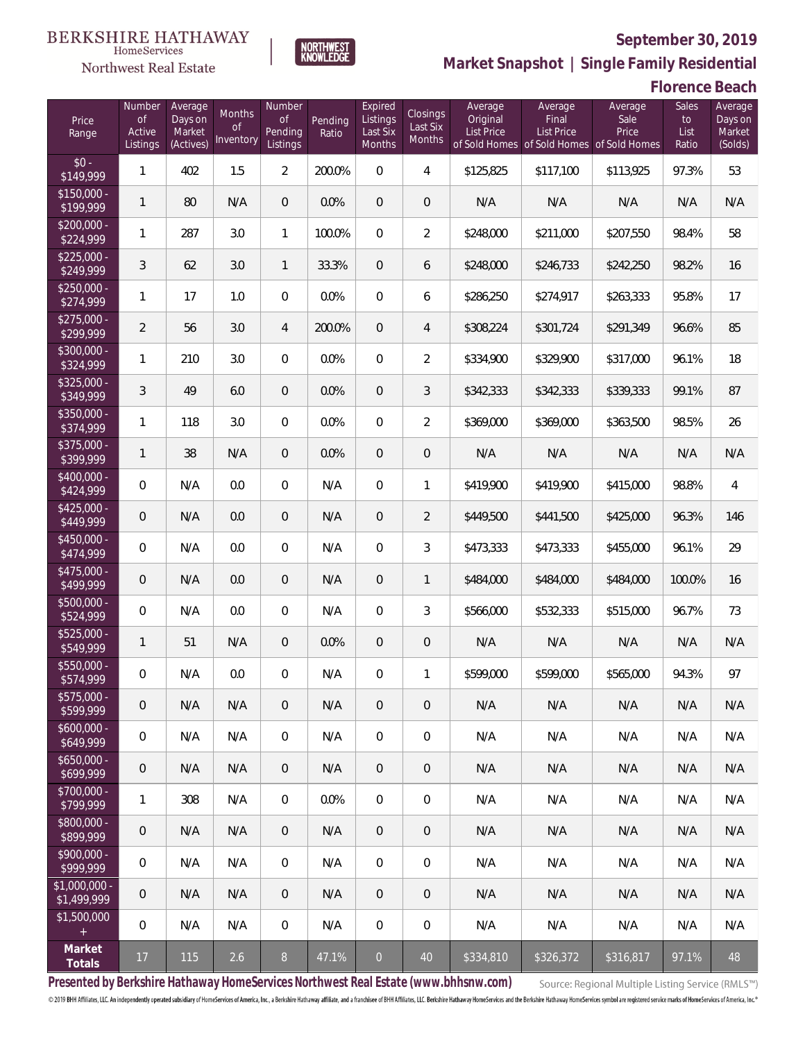BERKSHIRE HATHAWAY HomeServices Northwest Real Estate

NORTHWEST KNOWLEDGE

# September 30, 2019

## Market Snapshot | Single Family Residential

### Florence Beach

| Price Range | Number of Active Listings | Average Days on Market (Actives) | Months of Inventory | Number of Pending Listings | Pending Ratio | Expired Listings Last Six Months | Closings Last Six Months | Average Original List Price of Sold Homes | Average Final List Price of Sold Homes | Average Sale Price of Sold Homes | Sales to List Ratio | Average Days on Market (Solds) |
|---|---|---|---|---|---|---|---|---|---|---|---|---|
| $0 - $149,999 | 1 | 402 | 1.5 | 2 | 200.0% | 0 | 4 | $125,825 | $117,100 | $113,925 | 97.3% | 53 |
| $150,000 - $199,999 | 1 | 80 | N/A | 0 | 0.0% | 0 | 0 | N/A | N/A | N/A | N/A | N/A |
| $200,000 - $224,999 | 1 | 287 | 3.0 | 1 | 100.0% | 0 | 2 | $248,000 | $211,000 | $207,550 | 98.4% | 58 |
| $225,000 - $249,999 | 3 | 62 | 3.0 | 1 | 33.3% | 0 | 6 | $248,000 | $246,733 | $242,250 | 98.2% | 16 |
| $250,000 - $274,999 | 1 | 17 | 1.0 | 0 | 0.0% | 0 | 6 | $286,250 | $274,917 | $263,333 | 95.8% | 17 |
| $275,000 - $299,999 | 2 | 56 | 3.0 | 4 | 200.0% | 0 | 4 | $308,224 | $301,724 | $291,349 | 96.6% | 85 |
| $300,000 - $324,999 | 1 | 210 | 3.0 | 0 | 0.0% | 0 | 2 | $334,900 | $329,900 | $317,000 | 96.1% | 18 |
| $325,000 - $349,999 | 3 | 49 | 6.0 | 0 | 0.0% | 0 | 3 | $342,333 | $342,333 | $339,333 | 99.1% | 87 |
| $350,000 - $374,999 | 1 | 118 | 3.0 | 0 | 0.0% | 0 | 2 | $369,000 | $369,000 | $363,500 | 98.5% | 26 |
| $375,000 - $399,999 | 1 | 38 | N/A | 0 | 0.0% | 0 | 0 | N/A | N/A | N/A | N/A | N/A |
| $400,000 - $424,999 | 0 | N/A | 0.0 | 0 | N/A | 0 | 1 | $419,900 | $419,900 | $415,000 | 98.8% | 4 |
| $425,000 - $449,999 | 0 | N/A | 0.0 | 0 | N/A | 0 | 2 | $449,500 | $441,500 | $425,000 | 96.3% | 146 |
| $450,000 - $474,999 | 0 | N/A | 0.0 | 0 | N/A | 0 | 3 | $473,333 | $473,333 | $455,000 | 96.1% | 29 |
| $475,000 - $499,999 | 0 | N/A | 0.0 | 0 | N/A | 0 | 1 | $484,000 | $484,000 | $484,000 | 100.0% | 16 |
| $500,000 - $524,999 | 0 | N/A | 0.0 | 0 | N/A | 0 | 3 | $566,000 | $532,333 | $515,000 | 96.7% | 73 |
| $525,000 - $549,999 | 1 | 51 | N/A | 0 | 0.0% | 0 | 0 | N/A | N/A | N/A | N/A | N/A |
| $550,000 - $574,999 | 0 | N/A | 0.0 | 0 | N/A | 0 | 1 | $599,000 | $599,000 | $565,000 | 94.3% | 97 |
| $575,000 - $599,999 | 0 | N/A | N/A | 0 | N/A | 0 | 0 | N/A | N/A | N/A | N/A | N/A |
| $600,000 - $649,999 | 0 | N/A | N/A | 0 | N/A | 0 | 0 | N/A | N/A | N/A | N/A | N/A |
| $650,000 - $699,999 | 0 | N/A | N/A | 0 | N/A | 0 | 0 | N/A | N/A | N/A | N/A | N/A |
| $700,000 - $799,999 | 1 | 308 | N/A | 0 | 0.0% | 0 | 0 | N/A | N/A | N/A | N/A | N/A |
| $800,000 - $899,999 | 0 | N/A | N/A | 0 | N/A | 0 | 0 | N/A | N/A | N/A | N/A | N/A |
| $900,000 - $999,999 | 0 | N/A | N/A | 0 | N/A | 0 | 0 | N/A | N/A | N/A | N/A | N/A |
| $1,000,000 - $1,499,999 | 0 | N/A | N/A | 0 | N/A | 0 | 0 | N/A | N/A | N/A | N/A | N/A |
| $1,500,000 + | 0 | N/A | N/A | 0 | N/A | 0 | 0 | N/A | N/A | N/A | N/A | N/A |
| **Market Totals** | 17 | 115 | 2.6 | 8 | 47.1% | 0 | 40 | $334,810 | $326,372 | $316,817 | 97.1% | 48 |

**Presented by Berkshire Hathaway HomeServices Northwest Real Estate (www.bhhsnw.com)** Source: Regional Multiple Listing Service (RMLS™)

© 2019 BHH Affiliates, LLC. An independently operated subsidiary of HomeServices of America, Inc., a Berkshire Hathaway affiliate, and a franchisee of BHH Affiliates, LLC. Berkshire Hathaway HomeServices and the Berkshire Hathaway HomeServices symbol are registered service marks of HomeServices of America, Inc.®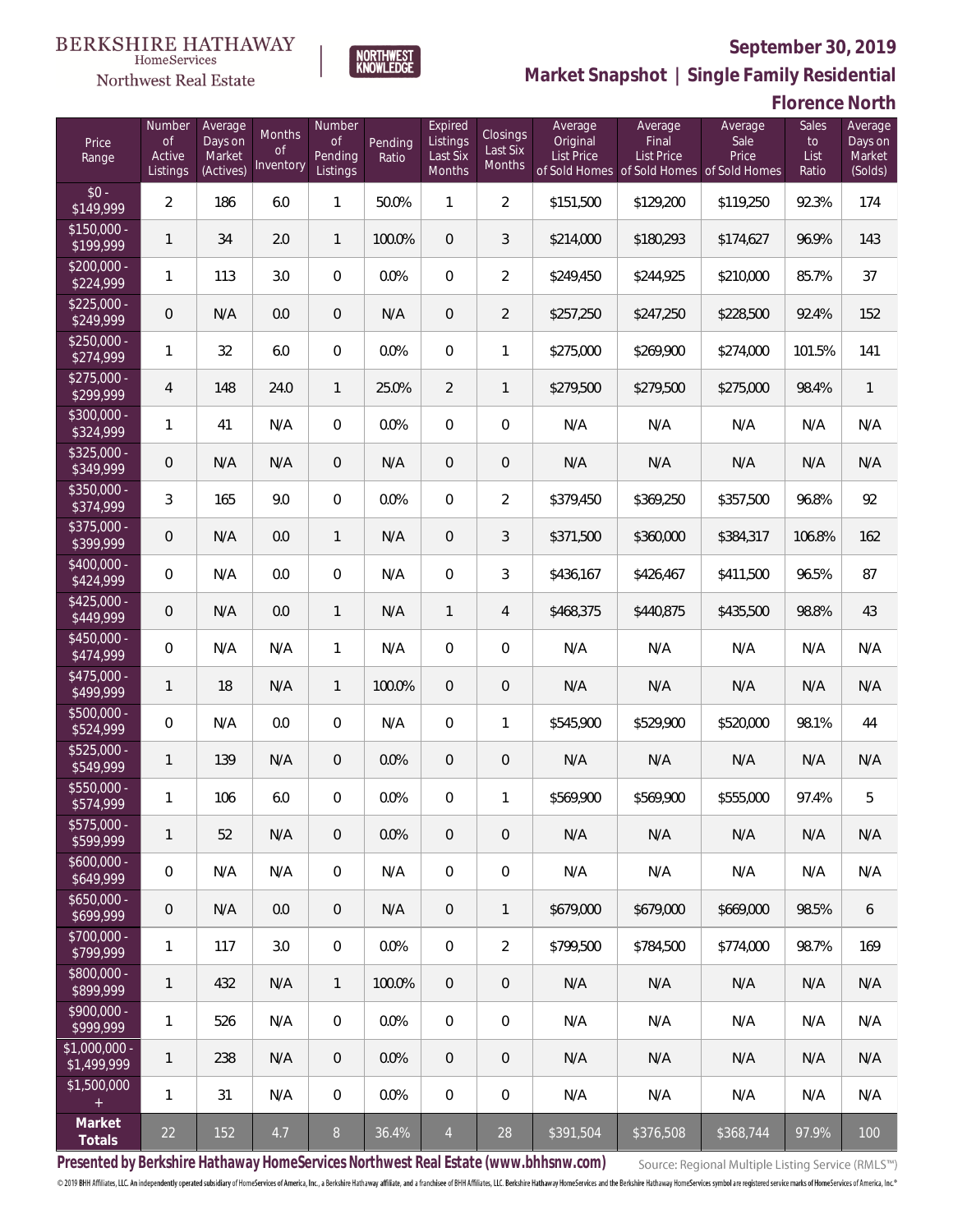BERKSHIRE HATHAWAY HomeServices Northwest Real Estate

NORTHWEST KNOWLEDGE

## September 30, 2019

## Market Snapshot | Single Family Residential

## Florence North

| Price Range | Number of Active Listings | Average Days on Market (Actives) | Months of Inventory | Number of Pending Listings | Pending Ratio | Expired Listings Last Six Months | Closings Last Six Months | Average Original List Price of Sold Homes | Average Final List Price of Sold Homes | Average Sale Price of Sold Homes | Sales to List Ratio | Average Days on Market (Solds) |
|---|---|---|---|---|---|---|---|---|---|---|---|---|
| $0 - $149,999 | 2 | 186 | 6.0 | 1 | 50.0% | 1 | 2 | $151,500 | $129,200 | $119,250 | 92.3% | 174 |
| $150,000 - $199,999 | 1 | 34 | 2.0 | 1 | 100.0% | 0 | 3 | $214,000 | $180,293 | $174,627 | 96.9% | 143 |
| $200,000 - $224,999 | 1 | 113 | 3.0 | 0 | 0.0% | 0 | 2 | $249,450 | $244,925 | $210,000 | 85.7% | 37 |
| $225,000 - $249,999 | 0 | N/A | 0.0 | 0 | N/A | 0 | 2 | $257,250 | $247,250 | $228,500 | 92.4% | 152 |
| $250,000 - $274,999 | 1 | 32 | 6.0 | 0 | 0.0% | 0 | 1 | $275,000 | $269,900 | $274,000 | 101.5% | 141 |
| $275,000 - $299,999 | 4 | 148 | 24.0 | 1 | 25.0% | 2 | 1 | $279,500 | $279,500 | $275,000 | 98.4% | 1 |
| $300,000 - $324,999 | 1 | 41 | N/A | 0 | 0.0% | 0 | 0 | N/A | N/A | N/A | N/A | N/A |
| $325,000 - $349,999 | 0 | N/A | N/A | 0 | N/A | 0 | 0 | N/A | N/A | N/A | N/A | N/A |
| $350,000 - $374,999 | 3 | 165 | 9.0 | 0 | 0.0% | 0 | 2 | $379,450 | $369,250 | $357,500 | 96.8% | 92 |
| $375,000 - $399,999 | 0 | N/A | 0.0 | 1 | N/A | 0 | 3 | $371,500 | $360,000 | $384,317 | 106.8% | 162 |
| $400,000 - $424,999 | 0 | N/A | 0.0 | 0 | N/A | 0 | 3 | $436,167 | $426,467 | $411,500 | 96.5% | 87 |
| $425,000 - $449,999 | 0 | N/A | 0.0 | 1 | N/A | 1 | 4 | $468,375 | $440,875 | $435,500 | 98.8% | 43 |
| $450,000 - $474,999 | 0 | N/A | N/A | 1 | N/A | 0 | 0 | N/A | N/A | N/A | N/A | N/A |
| $475,000 - $499,999 | 1 | 18 | N/A | 1 | 100.0% | 0 | 0 | N/A | N/A | N/A | N/A | N/A |
| $500,000 - $524,999 | 0 | N/A | 0.0 | 0 | N/A | 0 | 1 | $545,900 | $529,900 | $520,000 | 98.1% | 44 |
| $525,000 - $549,999 | 1 | 139 | N/A | 0 | 0.0% | 0 | 0 | N/A | N/A | N/A | N/A | N/A |
| $550,000 - $574,999 | 1 | 106 | 6.0 | 0 | 0.0% | 0 | 1 | $569,900 | $569,900 | $555,000 | 97.4% | 5 |
| $575,000 - $599,999 | 1 | 52 | N/A | 0 | 0.0% | 0 | 0 | N/A | N/A | N/A | N/A | N/A |
| $600,000 - $649,999 | 0 | N/A | N/A | 0 | N/A | 0 | 0 | N/A | N/A | N/A | N/A | N/A |
| $650,000 - $699,999 | 0 | N/A | 0.0 | 0 | N/A | 0 | 1 | $679,000 | $679,000 | $669,000 | 98.5% | 6 |
| $700,000 - $799,999 | 1 | 117 | 3.0 | 0 | 0.0% | 0 | 2 | $799,500 | $784,500 | $774,000 | 98.7% | 169 |
| $800,000 - $899,999 | 1 | 432 | N/A | 1 | 100.0% | 0 | 0 | N/A | N/A | N/A | N/A | N/A |
| $900,000 - $999,999 | 1 | 526 | N/A | 0 | 0.0% | 0 | 0 | N/A | N/A | N/A | N/A | N/A |
| $1,000,000 - $1,499,999 | 1 | 238 | N/A | 0 | 0.0% | 0 | 0 | N/A | N/A | N/A | N/A | N/A |
| $1,500,000 + | 1 | 31 | N/A | 0 | 0.0% | 0 | 0 | N/A | N/A | N/A | N/A | N/A |
| **Market Totals** | 22 | 152 | 4.7 | 8 | 36.4% | 4 | 28 | $391,504 | $376,508 | $368,744 | 97.9% | 100 |

**Presented by Berkshire Hathaway HomeServices Northwest Real Estate (www.bhhsnw.com)**

Source: Regional Multiple Listing Service (RMLS™)

© 2019 BHH Affiliates, LLC. An independently operated subsidiary of HomeServices of America, Inc., a Berkshire Hathaway affiliate, and a franchisee of BHH Affiliates, LLC. Berkshire Hathaway HomeServices and the Berkshire Hathaway HomeServices symbol are registered service marks of HomeServices of America, Inc.®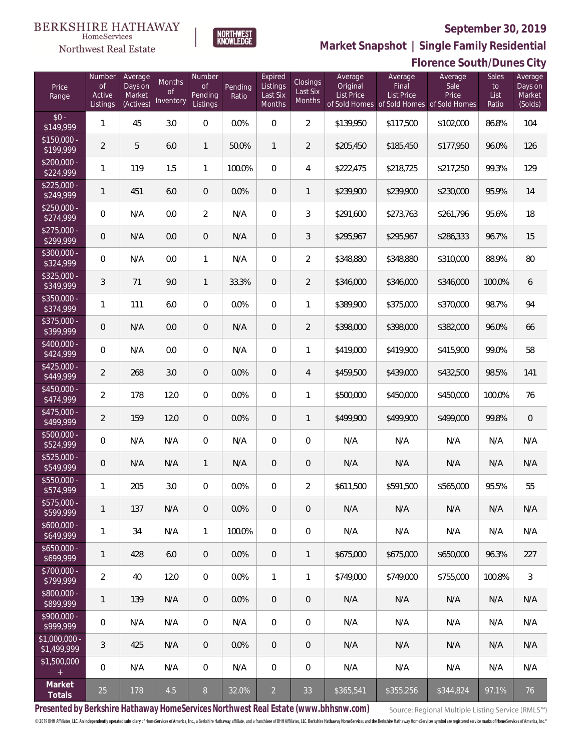BERKSHIRE HATHAWAY HomeServices Northwest Real Estate

NORTHWEST KNOWLEDGE

**September 30, 2019**

**Market Snapshot | Single Family Residential**

**Florence South/Dunes City**

| Price Range | Number of Active Listings | Average Days on Market (Actives) | Months of Inventory | Number of Pending Listings | Pending Ratio | Expired Listings Last Six Months | Closings Last Six Months | Average Original List Price of Sold Homes | Average Final List Price of Sold Homes | Average Sale Price of Sold Homes | Sales to List Ratio | Average Days on Market (Solds) |
|---|---|---|---|---|---|---|---|---|---|---|---|---|
| $0 - $149,999 | 1 | 45 | 3.0 | 0 | 0.0% | 0 | 2 | $139,950 | $117,500 | $102,000 | 86.8% | 104 |
| $150,000 - $199,999 | 2 | 5 | 6.0 | 1 | 50.0% | 1 | 2 | $205,450 | $185,450 | $177,950 | 96.0% | 126 |
| $200,000 - $224,999 | 1 | 119 | 1.5 | 1 | 100.0% | 0 | 4 | $222,475 | $218,725 | $217,250 | 99.3% | 129 |
| $225,000 - $249,999 | 1 | 451 | 6.0 | 0 | 0.0% | 0 | 1 | $239,900 | $239,900 | $230,000 | 95.9% | 14 |
| $250,000 - $274,999 | 0 | N/A | 0.0 | 2 | N/A | 0 | 3 | $291,600 | $273,763 | $261,796 | 95.6% | 18 |
| $275,000 - $299,999 | 0 | N/A | 0.0 | 0 | N/A | 0 | 3 | $295,967 | $295,967 | $286,333 | 96.7% | 15 |
| $300,000 - $324,999 | 0 | N/A | 0.0 | 1 | N/A | 0 | 2 | $348,880 | $348,880 | $310,000 | 88.9% | 80 |
| $325,000 - $349,999 | 3 | 71 | 9.0 | 1 | 33.3% | 0 | 2 | $346,000 | $346,000 | $346,000 | 100.0% | 6 |
| $350,000 - $374,999 | 1 | 111 | 6.0 | 0 | 0.0% | 0 | 1 | $389,900 | $375,000 | $370,000 | 98.7% | 94 |
| $375,000 - $399,999 | 0 | N/A | 0.0 | 0 | N/A | 0 | 2 | $398,000 | $398,000 | $382,000 | 96.0% | 66 |
| $400,000 - $424,999 | 0 | N/A | 0.0 | 0 | N/A | 0 | 1 | $419,000 | $419,900 | $415,900 | 99.0% | 58 |
| $425,000 - $449,999 | 2 | 268 | 3.0 | 0 | 0.0% | 0 | 4 | $459,500 | $439,000 | $432,500 | 98.5% | 141 |
| $450,000 - $474,999 | 2 | 178 | 12.0 | 0 | 0.0% | 0 | 1 | $500,000 | $450,000 | $450,000 | 100.0% | 76 |
| $475,000 - $499,999 | 2 | 159 | 12.0 | 0 | 0.0% | 0 | 1 | $499,900 | $499,900 | $499,000 | 99.8% | 0 |
| $500,000 - $524,999 | 0 | N/A | N/A | 0 | N/A | 0 | 0 | N/A | N/A | N/A | N/A | N/A |
| $525,000 - $549,999 | 0 | N/A | N/A | 1 | N/A | 0 | 0 | N/A | N/A | N/A | N/A | N/A |
| $550,000 - $574,999 | 1 | 205 | 3.0 | 0 | 0.0% | 0 | 2 | $611,500 | $591,500 | $565,000 | 95.5% | 55 |
| $575,000 - $599,999 | 1 | 137 | N/A | 0 | 0.0% | 0 | 0 | N/A | N/A | N/A | N/A | N/A |
| $600,000 - $649,999 | 1 | 34 | N/A | 1 | 100.0% | 0 | 0 | N/A | N/A | N/A | N/A | N/A |
| $650,000 - $699,999 | 1 | 428 | 6.0 | 0 | 0.0% | 0 | 1 | $675,000 | $675,000 | $650,000 | 96.3% | 227 |
| $700,000 - $799,999 | 2 | 40 | 12.0 | 0 | 0.0% | 1 | 1 | $749,000 | $749,000 | $755,000 | 100.8% | 3 |
| $800,000 - $899,999 | 1 | 139 | N/A | 0 | 0.0% | 0 | 0 | N/A | N/A | N/A | N/A | N/A |
| $900,000 - $999,999 | 0 | N/A | N/A | 0 | N/A | 0 | 0 | N/A | N/A | N/A | N/A | N/A |
| $1,000,000 - $1,499,999 | 3 | 425 | N/A | 0 | 0.0% | 0 | 0 | N/A | N/A | N/A | N/A | N/A |
| $1,500,000 + | 0 | N/A | N/A | 0 | N/A | 0 | 0 | N/A | N/A | N/A | N/A | N/A |
| **Market Totals** | 25 | 178 | 4.5 | 8 | 32.0% | 2 | 33 | $365,541 | $355,256 | $344,824 | 97.1% | 76 |

**Presented by Berkshire Hathaway HomeServices Northwest Real Estate (www.bhhsnw.com)** Source: Regional Multiple Listing Service (RMLS™)

© 2019 BHH Affiliates, LLC. An independently operated subsidiary of HomeServices of America, Inc., a Berkshire Hathaway affiliate, and a franchisee of BHH Affiliates, LLC. Berkshire Hathaway HomeServices and the Berkshire Hathaway HomeServices symbol are registered service marks of HomeServices of America, Inc.®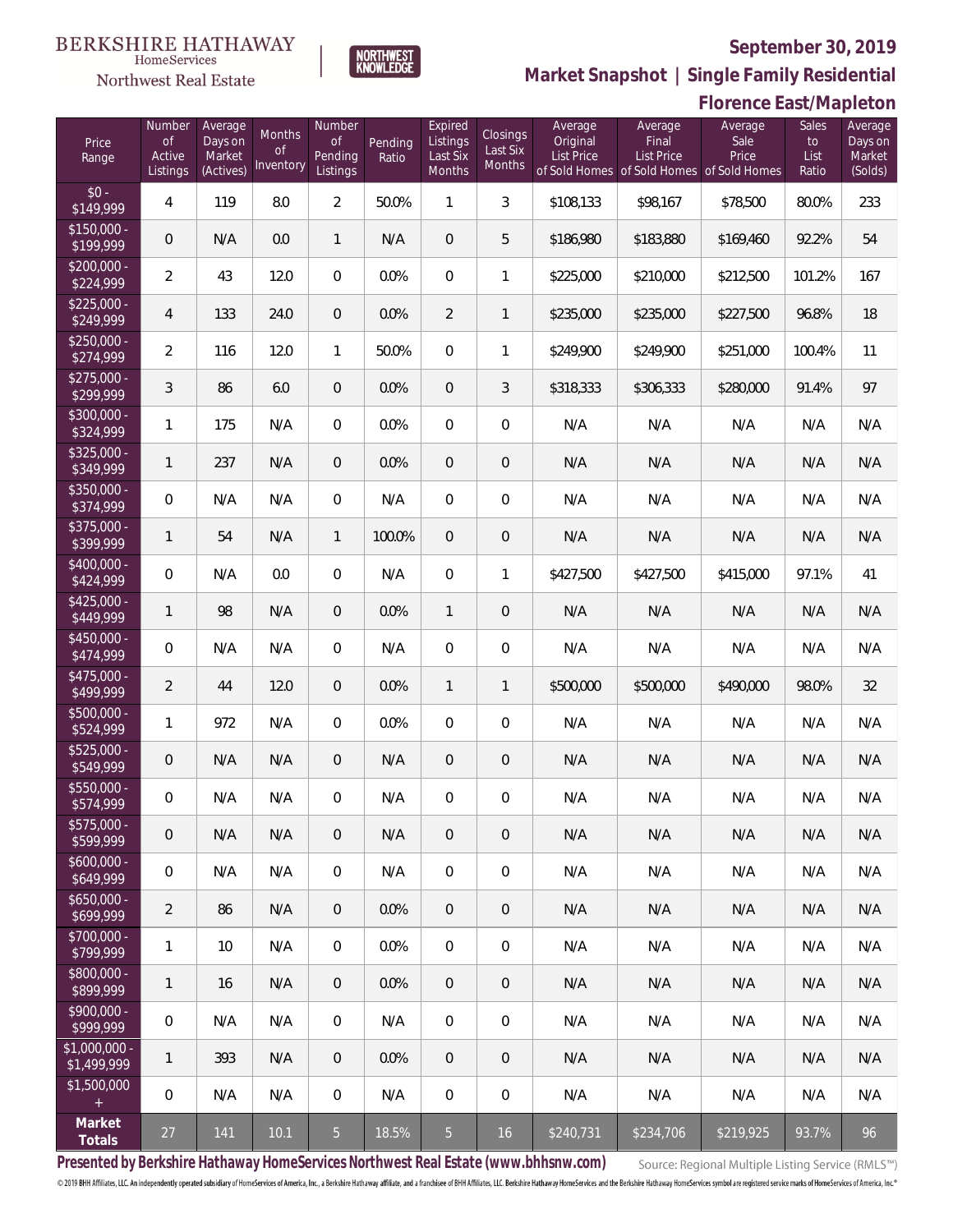BERKSHIRE HATHAWAY HomeServices Northwest Real Estate

NORTHWEST KNOWLEDGE

**September 30, 2019**

**Market Snapshot | Single Family Residential**

**Florence East/Mapleton**

| Price Range | Number of Active Listings | Average Days on Market (Actives) | Months of Inventory | Number of Pending Listings | Pending Ratio | Expired Listings Last Six Months | Closings Last Six Months | Average Original List Price of Sold Homes | Average Final List Price of Sold Homes | Average Sale Price of Sold Homes | Sales to List Ratio | Average Days on Market (Solds) |
|---|---|---|---|---|---|---|---|---|---|---|---|---|
| $0 - $149,999 | 4 | 119 | 8.0 | 2 | 50.0% | 1 | 3 | $108,133 | $98,167 | $78,500 | 80.0% | 233 |
| $150,000 - $199,999 | 0 | N/A | 0.0 | 1 | N/A | 0 | 5 | $186,980 | $183,880 | $169,460 | 92.2% | 54 |
| $200,000 - $224,999 | 2 | 43 | 12.0 | 0 | 0.0% | 0 | 1 | $225,000 | $210,000 | $212,500 | 101.2% | 167 |
| $225,000 - $249,999 | 4 | 133 | 24.0 | 0 | 0.0% | 2 | 1 | $235,000 | $235,000 | $227,500 | 96.8% | 18 |
| $250,000 - $274,999 | 2 | 116 | 12.0 | 1 | 50.0% | 0 | 1 | $249,900 | $249,900 | $251,000 | 100.4% | 11 |
| $275,000 - $299,999 | 3 | 86 | 6.0 | 0 | 0.0% | 0 | 3 | $318,333 | $306,333 | $280,000 | 91.4% | 97 |
| $300,000 - $324,999 | 1 | 175 | N/A | 0 | 0.0% | 0 | 0 | N/A | N/A | N/A | N/A | N/A |
| $325,000 - $349,999 | 1 | 237 | N/A | 0 | 0.0% | 0 | 0 | N/A | N/A | N/A | N/A | N/A |
| $350,000 - $374,999 | 0 | N/A | N/A | 0 | N/A | 0 | 0 | N/A | N/A | N/A | N/A | N/A |
| $375,000 - $399,999 | 1 | 54 | N/A | 1 | 100.0% | 0 | 0 | N/A | N/A | N/A | N/A | N/A |
| $400,000 - $424,999 | 0 | N/A | 0.0 | 0 | N/A | 0 | 1 | $427,500 | $427,500 | $415,000 | 97.1% | 41 |
| $425,000 - $449,999 | 1 | 98 | N/A | 0 | 0.0% | 1 | 0 | N/A | N/A | N/A | N/A | N/A |
| $450,000 - $474,999 | 0 | N/A | N/A | 0 | N/A | 0 | 0 | N/A | N/A | N/A | N/A | N/A |
| $475,000 - $499,999 | 2 | 44 | 12.0 | 0 | 0.0% | 1 | 1 | $500,000 | $500,000 | $490,000 | 98.0% | 32 |
| $500,000 - $524,999 | 1 | 972 | N/A | 0 | 0.0% | 0 | 0 | N/A | N/A | N/A | N/A | N/A |
| $525,000 - $549,999 | 0 | N/A | N/A | 0 | N/A | 0 | 0 | N/A | N/A | N/A | N/A | N/A |
| $550,000 - $574,999 | 0 | N/A | N/A | 0 | N/A | 0 | 0 | N/A | N/A | N/A | N/A | N/A |
| $575,000 - $599,999 | 0 | N/A | N/A | 0 | N/A | 0 | 0 | N/A | N/A | N/A | N/A | N/A |
| $600,000 - $649,999 | 0 | N/A | N/A | 0 | N/A | 0 | 0 | N/A | N/A | N/A | N/A | N/A |
| $650,000 - $699,999 | 2 | 86 | N/A | 0 | 0.0% | 0 | 0 | N/A | N/A | N/A | N/A | N/A |
| $700,000 - $799,999 | 1 | 10 | N/A | 0 | 0.0% | 0 | 0 | N/A | N/A | N/A | N/A | N/A |
| $800,000 - $899,999 | 1 | 16 | N/A | 0 | 0.0% | 0 | 0 | N/A | N/A | N/A | N/A | N/A |
| $900,000 - $999,999 | 0 | N/A | N/A | 0 | N/A | 0 | 0 | N/A | N/A | N/A | N/A | N/A |
| $1,000,000 - $1,499,999 | 1 | 393 | N/A | 0 | 0.0% | 0 | 0 | N/A | N/A | N/A | N/A | N/A |
| $1,500,000 + | 0 | N/A | N/A | 0 | N/A | 0 | 0 | N/A | N/A | N/A | N/A | N/A |
| **Market Totals** | 27 | 141 | 10.1 | 5 | 18.5% | 5 | 16 | $240,731 | $234,706 | $219,925 | 93.7% | 96 |

**Presented by Berkshire Hathaway HomeServices Northwest Real Estate (www.bhhsnw.com)**

Source: Regional Multiple Listing Service (RMLS™)

© 2019 BHH Affiliates, LLC. An independently operated subsidiary of HomeServices of America, Inc., a Berkshire Hathaway affiliate, and a franchisee of BHH Affiliates, LLC. Berkshire Hathaway HomeServices and the Berkshire Hathaway HomeServices symbol are registered service marks of HomeServices of America, Inc.®